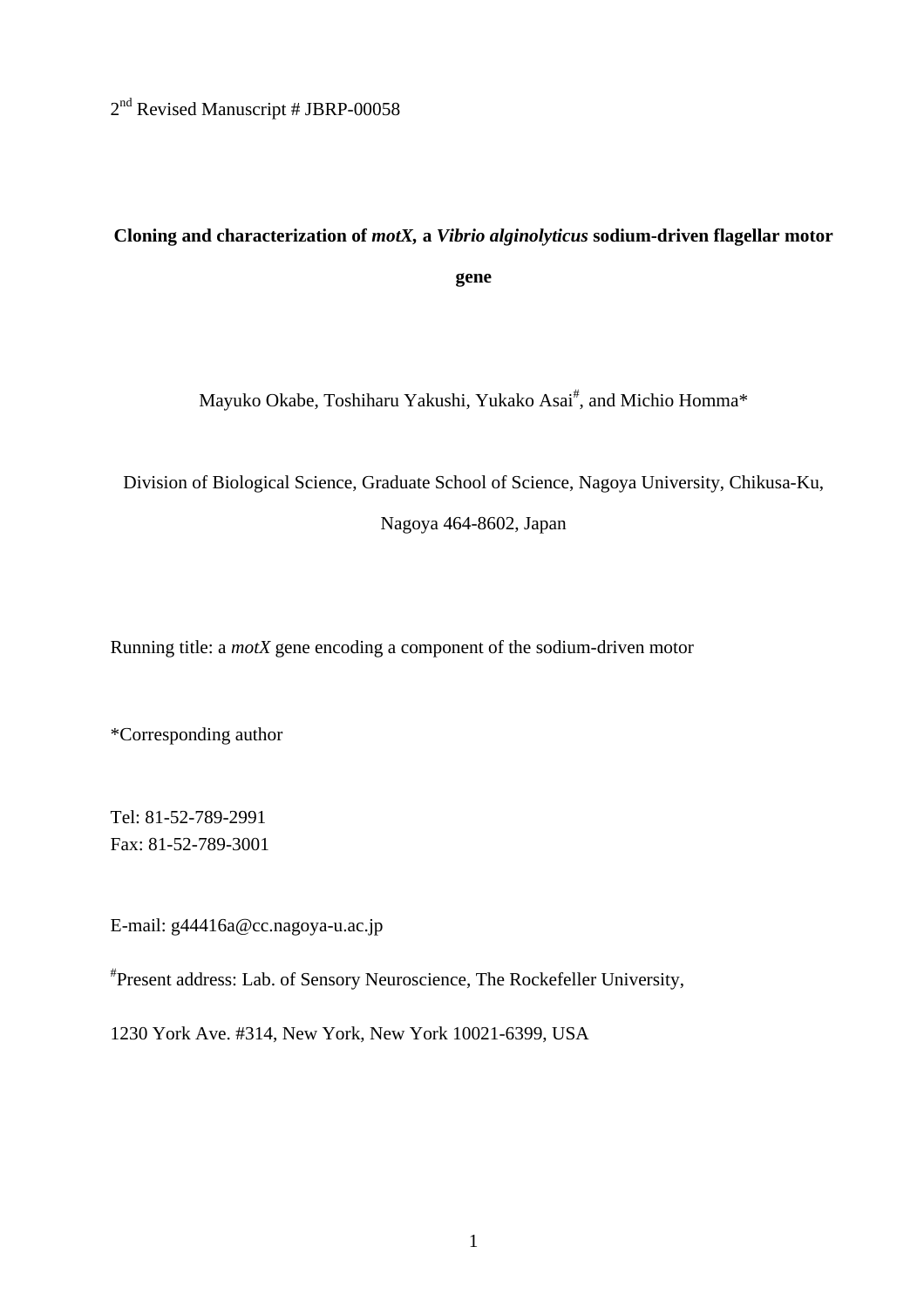2nd Revised Manuscript # JBRP-00058

# Cloning and characterization of *motX*, a *Vibrio alginolyticus* sodium-driven flagellar motor gene

Mayuko Okabe, Toshiharu Yakushi, Yukako Asai[#], and Michio Homma*

Division of Biological Science, Graduate School of Science, Nagoya University, Chikusa-Ku, Nagoya 464-8602, Japan

Running title: a *motX* gene encoding a component of the sodium-driven motor

*Corresponding author

Tel: 81-52-789-2991
Fax: 81-52-789-3001

E-mail: g44416a@cc.nagoya-u.ac.jp

[#]Present address: Lab. of Sensory Neuroscience, The Rockefeller University,

1230 York Ave. #314, New York, New York 10021-6399, USA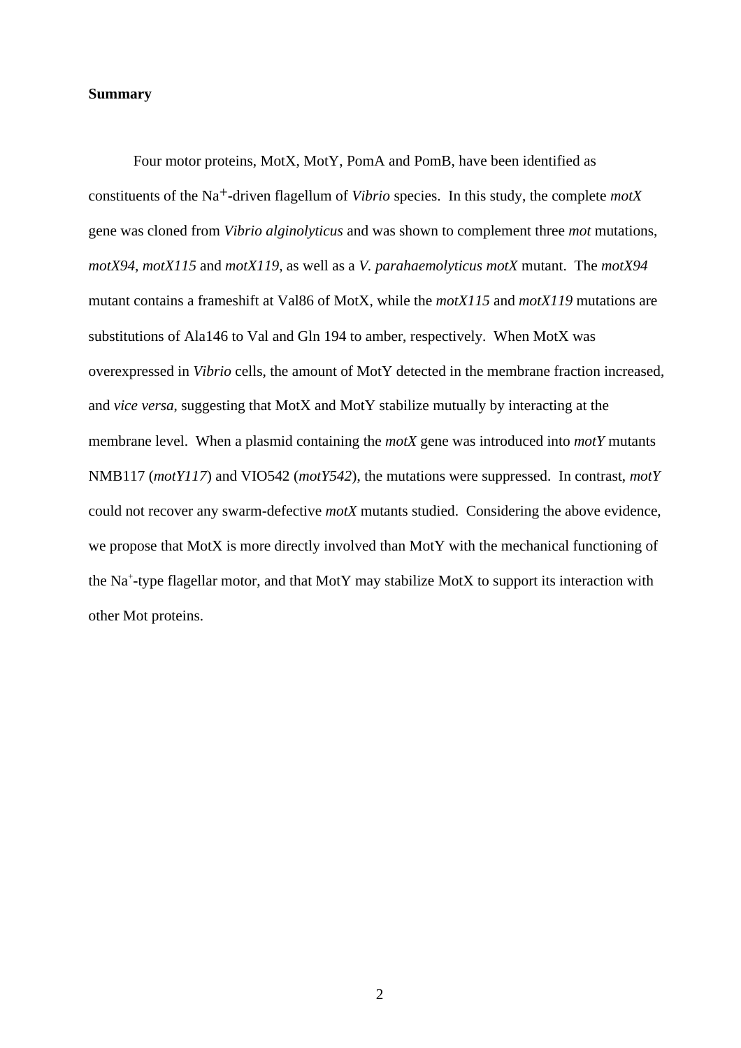**Summary**

Four motor proteins, MotX, MotY, PomA and PomB, have been identified as constituents of the $Na^{+}$-driven flagellum of *Vibrio* species. In this study, the complete *motX* gene was cloned from *Vibrio alginolyticus* and was shown to complement three *mot* mutations, *motX94*, *motX115* and *motX119*, as well as a *V. parahaemolyticus motX* mutant. The *motX94* mutant contains a frameshift at Val86 of MotX, while the *motX115* and *motX119* mutations are substitutions of Ala146 to Val and Gln 194 to amber, respectively. When MotX was overexpressed in *Vibrio* cells, the amount of MotY detected in the membrane fraction increased, and *vice versa*, suggesting that MotX and MotY stabilize mutually by interacting at the membrane level. When a plasmid containing the *motX* gene was introduced into *motY* mutants NMB117 (*motY117*) and VIO542 (*motY542*), the mutations were suppressed. In contrast, *motY* could not recover any swarm-defective *motX* mutants studied. Considering the above evidence, we propose that MotX is more directly involved than MotY with the mechanical functioning of the $Na^{+}$-type flagellar motor, and that MotY may stabilize MotX to support its interaction with other Mot proteins.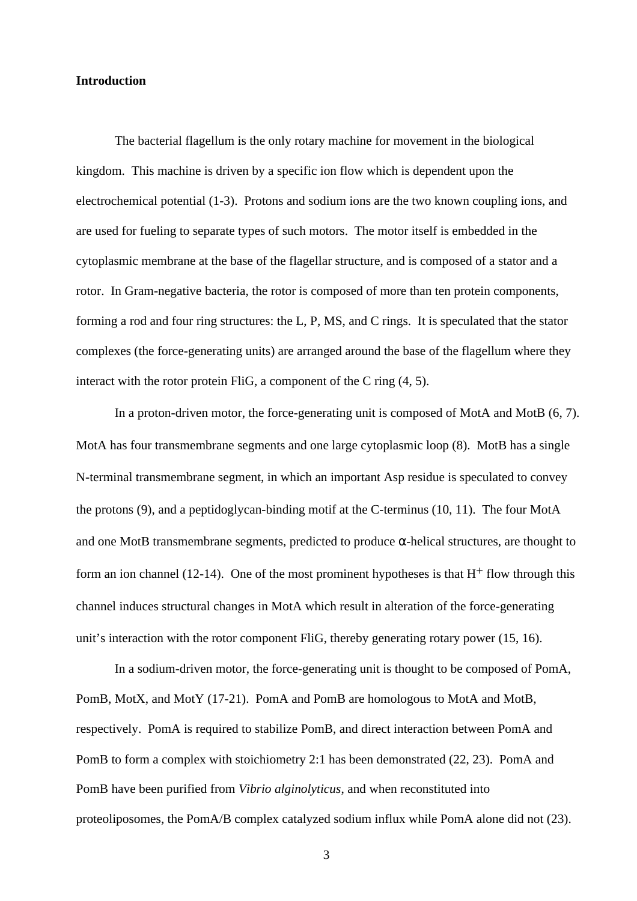## Introduction

The bacterial flagellum is the only rotary machine for movement in the biological kingdom. This machine is driven by a specific ion flow which is dependent upon the electrochemical potential (1-3). Protons and sodium ions are the two known coupling ions, and are used for fueling to separate types of such motors. The motor itself is embedded in the cytoplasmic membrane at the base of the flagellar structure, and is composed of a stator and a rotor. In Gram-negative bacteria, the rotor is composed of more than ten protein components, forming a rod and four ring structures: the L, P, MS, and C rings. It is speculated that the stator complexes (the force-generating units) are arranged around the base of the flagellum where they interact with the rotor protein FliG, a component of the C ring (4, 5).

In a proton-driven motor, the force-generating unit is composed of MotA and MotB (6, 7). MotA has four transmembrane segments and one large cytoplasmic loop (8). MotB has a single N-terminal transmembrane segment, in which an important Asp residue is speculated to convey the protons (9), and a peptidoglycan-binding motif at the C-terminus (10, 11). The four MotA and one MotB transmembrane segments, predicted to produce $\alpha$-helical structures, are thought to form an ion channel (12-14). One of the most prominent hypotheses is that $H^{+}$ flow through this channel induces structural changes in MotA which result in alteration of the force-generating unit's interaction with the rotor component FliG, thereby generating rotary power (15, 16).

In a sodium-driven motor, the force-generating unit is thought to be composed of PomA, PomB, MotX, and MotY (17-21). PomA and PomB are homologous to MotA and MotB, respectively. PomA is required to stabilize PomB, and direct interaction between PomA and PomB to form a complex with stoichiometry 2:1 has been demonstrated (22, 23). PomA and PomB have been purified from *Vibrio alginolyticus*, and when reconstituted into proteoliposomes, the PomA/B complex catalyzed sodium influx while PomA alone did not (23).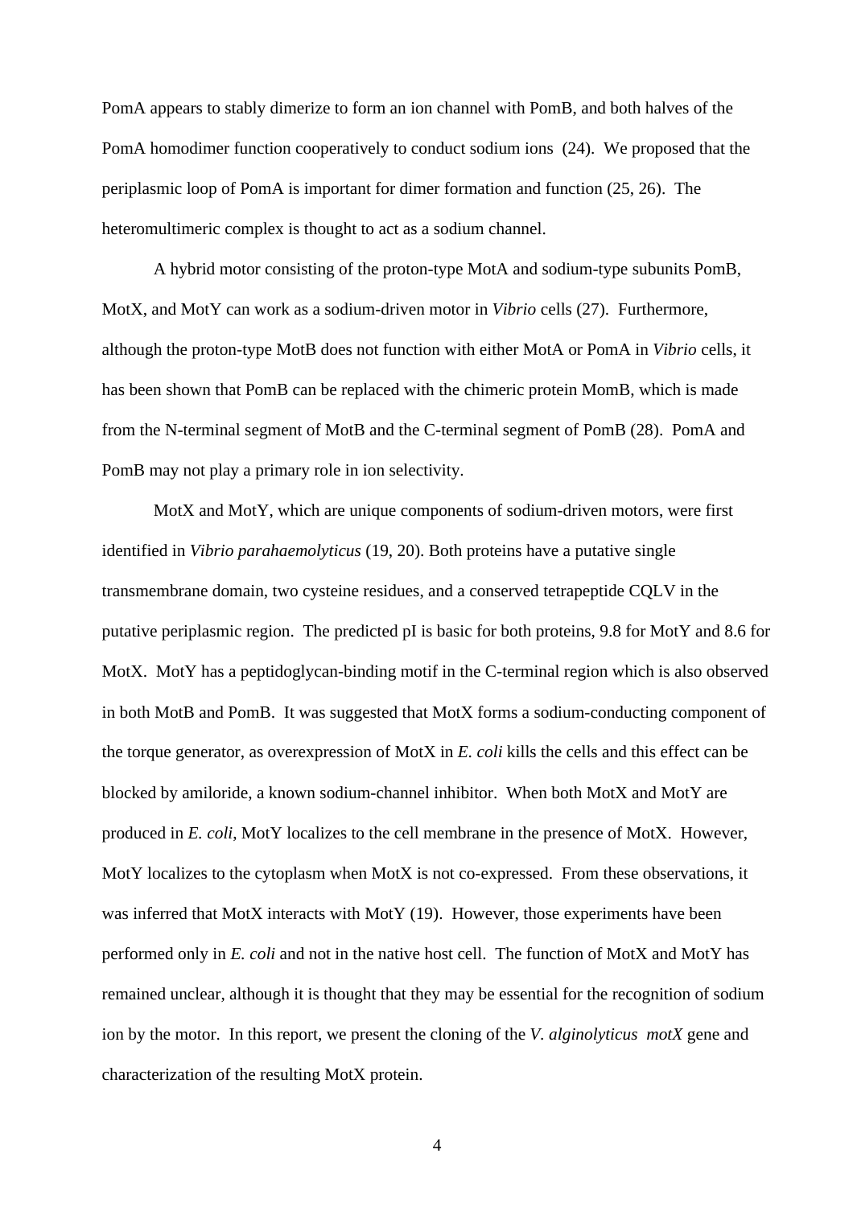PomA appears to stably dimerize to form an ion channel with PomB, and both halves of the PomA homodimer function cooperatively to conduct sodium ions (24). We proposed that the periplasmic loop of PomA is important for dimer formation and function (25, 26). The heteromultimeric complex is thought to act as a sodium channel.

A hybrid motor consisting of the proton-type MotA and sodium-type subunits PomB, MotX, and MotY can work as a sodium-driven motor in *Vibrio* cells (27). Furthermore, although the proton-type MotB does not function with either MotA or PomA in *Vibrio* cells, it has been shown that PomB can be replaced with the chimeric protein MomB, which is made from the N-terminal segment of MotB and the C-terminal segment of PomB (28). PomA and PomB may not play a primary role in ion selectivity.

MotX and MotY, which are unique components of sodium-driven motors, were first identified in *Vibrio parahaemolyticus* (19, 20). Both proteins have a putative single transmembrane domain, two cysteine residues, and a conserved tetrapeptide CQLV in the putative periplasmic region. The predicted pI is basic for both proteins, 9.8 for MotY and 8.6 for MotX. MotY has a peptidoglycan-binding motif in the C-terminal region which is also observed in both MotB and PomB. It was suggested that MotX forms a sodium-conducting component of the torque generator, as overexpression of MotX in *E. coli* kills the cells and this effect can be blocked by amiloride, a known sodium-channel inhibitor. When both MotX and MotY are produced in *E. coli*, MotY localizes to the cell membrane in the presence of MotX. However, MotY localizes to the cytoplasm when MotX is not co-expressed. From these observations, it was inferred that MotX interacts with MotY (19). However, those experiments have been performed only in *E. coli* and not in the native host cell. The function of MotX and MotY has remained unclear, although it is thought that they may be essential for the recognition of sodium ion by the motor. In this report, we present the cloning of the *V. alginolyticus motX* gene and characterization of the resulting MotX protein.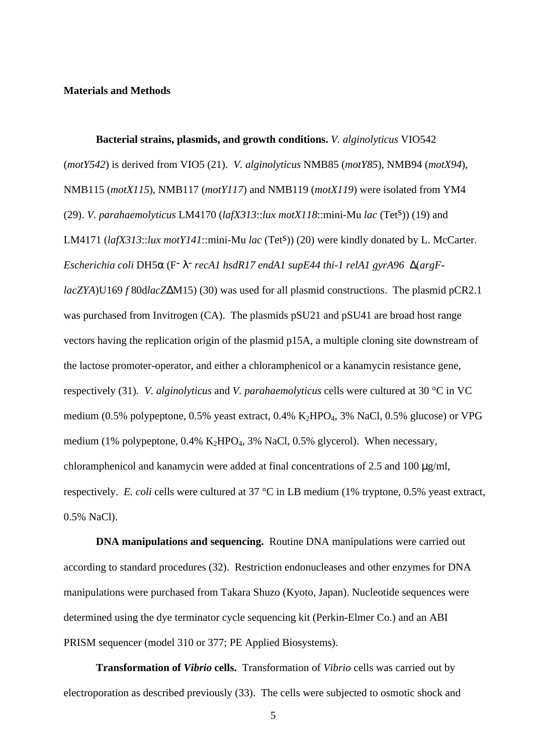## Materials and Methods

**Bacterial strains, plasmids, and growth conditions.** *V. alginolyticus* VIO542 (*motY542*) is derived from VIO5 (21). *V. alginolyticus* NMB85 (*motY85*), NMB94 (*motX94*), NMB115 (*motX115*), NMB117 (*motY117*) and NMB119 (*motX119*) were isolated from YM4 (29). *V. parahaemolyticus* LM4170 (*lafX313*::*lux motX118*::mini-Mu *lac* ($Tet^S$)) (19) and LM4171 (*lafX313*::*lux motY141*::mini-Mu *lac* ($Tet^S$)) (20) were kindly donated by L. McCarter. *Escherichia coli* DH5α ($F^-$ $\lambda^-$ *recA1 hsdR17 endA1 supE44 thi-1 relA1 gyrA96* Δ(*argF-lacZYA*)U169 *f* 80d*lacZ*ΔM15) (30) was used for all plasmid constructions. The plasmid pCR2.1 was purchased from Invitrogen (CA). The plasmids pSU21 and pSU41 are broad host range vectors having the replication origin of the plasmid p15A, a multiple cloning site downstream of the lactose promoter-operator, and either a chloramphenicol or a kanamycin resistance gene, respectively (31). *V. alginolyticus* and *V. parahaemolyticus* cells were cultured at 30 °C in VC medium (0.5% polypeptone, 0.5% yeast extract, 0.4% $K_2HPO_4$, 3% NaCl, 0.5% glucose) or VPG medium (1% polypeptone, 0.4% $K_2HPO_4$, 3% NaCl, 0.5% glycerol). When necessary, chloramphenicol and kanamycin were added at final concentrations of 2.5 and 100 μg/ml, respectively. *E. coli* cells were cultured at 37 °C in LB medium (1% tryptone, 0.5% yeast extract, 0.5% NaCl).

**DNA manipulations and sequencing.** Routine DNA manipulations were carried out according to standard procedures (32). Restriction endonucleases and other enzymes for DNA manipulations were purchased from Takara Shuzo (Kyoto, Japan). Nucleotide sequences were determined using the dye terminator cycle sequencing kit (Perkin-Elmer Co.) and an ABI PRISM sequencer (model 310 or 377; PE Applied Biosystems).

**Transformation of *Vibrio* cells.** Transformation of *Vibrio* cells was carried out by electroporation as described previously (33). The cells were subjected to osmotic shock and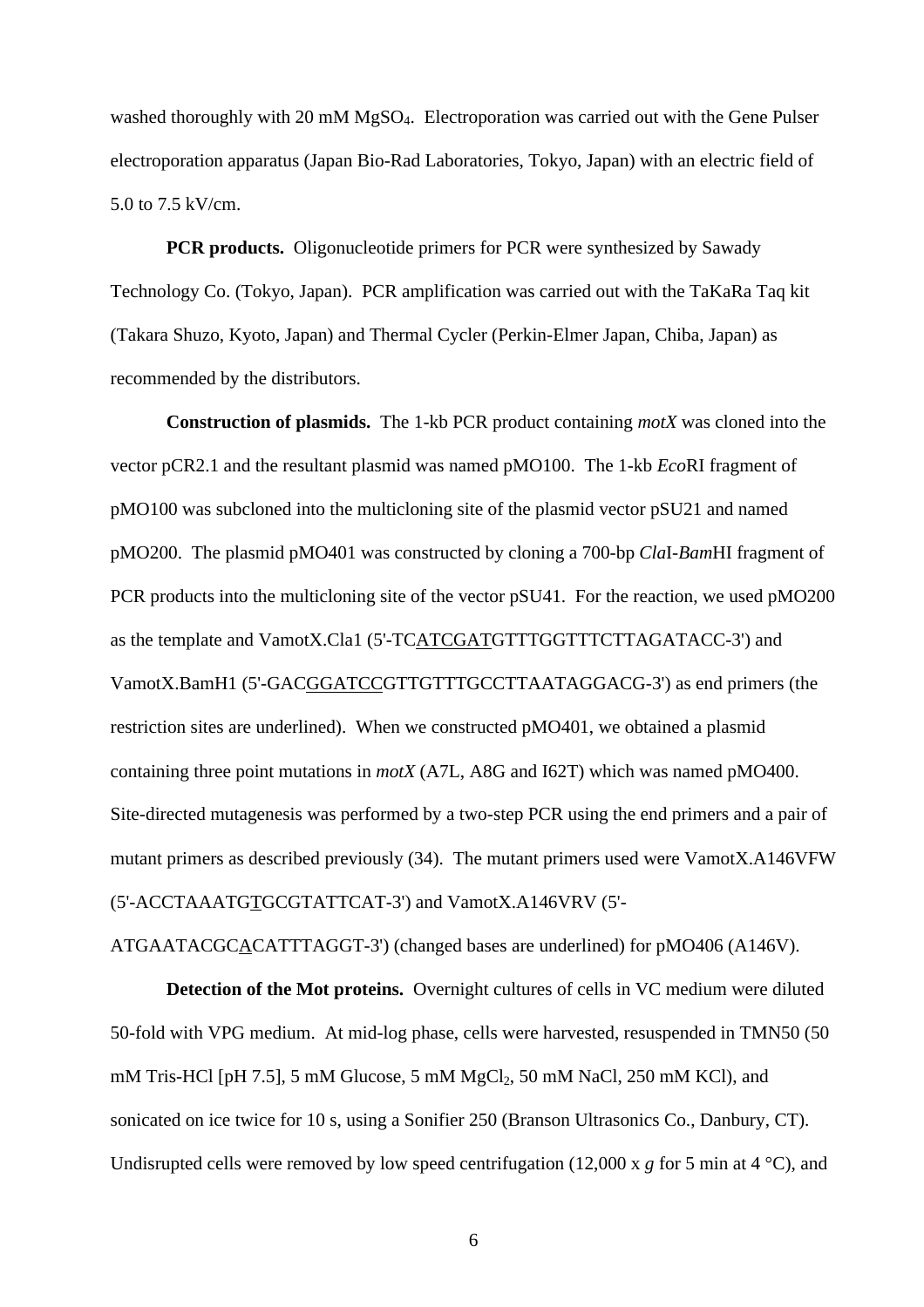washed thoroughly with 20 mM $MgSO_4$. Electroporation was carried out with the Gene Pulser electroporation apparatus (Japan Bio-Rad Laboratories, Tokyo, Japan) with an electric field of 5.0 to 7.5 kV/cm.

**PCR products.** Oligonucleotide primers for PCR were synthesized by Sawady Technology Co. (Tokyo, Japan). PCR amplification was carried out with the TaKaRa Taq kit (Takara Shuzo, Kyoto, Japan) and Thermal Cycler (Perkin-Elmer Japan, Chiba, Japan) as recommended by the distributors.

**Construction of plasmids.** The 1-kb PCR product containing *motX* was cloned into the vector pCR2.1 and the resultant plasmid was named pMO100. The 1-kb *Eco*RI fragment of pMO100 was subcloned into the multicloning site of the plasmid vector pSU21 and named pMO200. The plasmid pMO401 was constructed by cloning a 700-bp *Cla*I-*Bam*HI fragment of PCR products into the multicloning site of the vector pSU41. For the reaction, we used pMO200 as the template and VamotX.Cla1 (5'-TC<u>ATCGAT</u>GTTTGGTTTCTTAGATACC-3') and VamotX.BamH1 (5'-GAC<u>GGATCC</u>GTTGTTTGCCTTAATAGGACG-3') as end primers (the restriction sites are underlined). When we constructed pMO401, we obtained a plasmid containing three point mutations in *motX* (A7L, A8G and I62T) which was named pMO400. Site-directed mutagenesis was performed by a two-step PCR using the end primers and a pair of mutant primers as described previously (34). The mutant primers used were VamotX.A146VFW (5'-ACCTAAATG<u>T</u>GCGTATTCAT-3') and VamotX.A146VRV (5'-ATGAATACGC<u>A</u>CATTTAGGT-3') (changed bases are underlined) for pMO406 (A146V).

**Detection of the Mot proteins.** Overnight cultures of cells in VC medium were diluted 50-fold with VPG medium. At mid-log phase, cells were harvested, resuspended in TMN50 (50 mM Tris-HCl [pH 7.5], 5 mM Glucose, 5 mM $MgCl_2$, 50 mM NaCl, 250 mM KCl), and sonicated on ice twice for 10 s, using a Sonifier 250 (Branson Ultrasonics Co., Danbury, CT). Undisrupted cells were removed by low speed centrifugation (12,000 x *g* for 5 min at 4 °C), and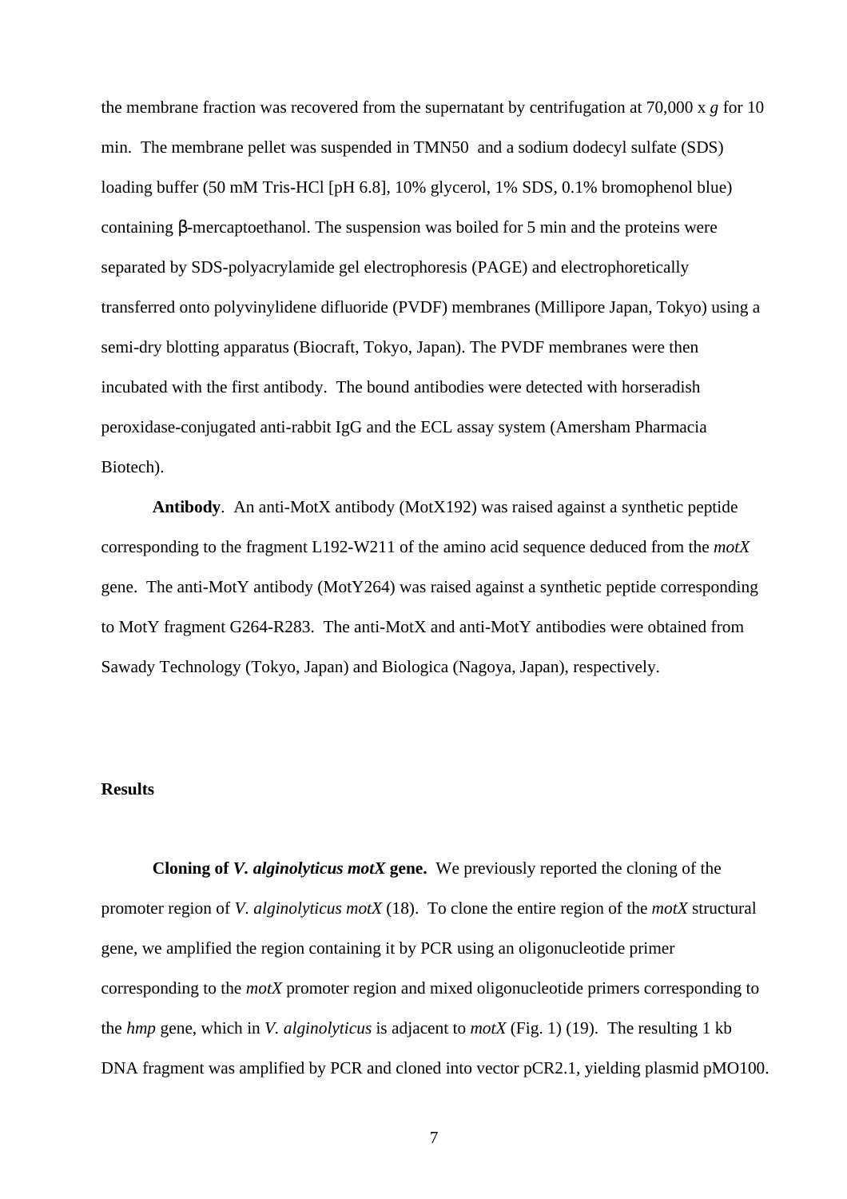the membrane fraction was recovered from the supernatant by centrifugation at 70,000 x *g* for 10 min. The membrane pellet was suspended in TMN50 and a sodium dodecyl sulfate (SDS) loading buffer (50 mM Tris-HCl [pH 6.8], 10% glycerol, 1% SDS, 0.1% bromophenol blue) containing β-mercaptoethanol. The suspension was boiled for 5 min and the proteins were separated by SDS-polyacrylamide gel electrophoresis (PAGE) and electrophoretically transferred onto polyvinylidene difluoride (PVDF) membranes (Millipore Japan, Tokyo) using a semi-dry blotting apparatus (Biocraft, Tokyo, Japan). The PVDF membranes were then incubated with the first antibody. The bound antibodies were detected with horseradish peroxidase-conjugated anti-rabbit IgG and the ECL assay system (Amersham Pharmacia Biotech).

**Antibody**. An anti-MotX antibody (MotX192) was raised against a synthetic peptide corresponding to the fragment L192-W211 of the amino acid sequence deduced from the *motX* gene. The anti-MotY antibody (MotY264) was raised against a synthetic peptide corresponding to MotY fragment G264-R283. The anti-MotX and anti-MotY antibodies were obtained from Sawady Technology (Tokyo, Japan) and Biologica (Nagoya, Japan), respectively.

## Results

**Cloning of *V. alginolyticus motX* gene.** We previously reported the cloning of the promoter region of *V. alginolyticus motX* (18). To clone the entire region of the *motX* structural gene, we amplified the region containing it by PCR using an oligonucleotide primer corresponding to the *motX* promoter region and mixed oligonucleotide primers corresponding to the *hmp* gene, which in *V. alginolyticus* is adjacent to *motX* (Fig. 1) (19). The resulting 1 kb DNA fragment was amplified by PCR and cloned into vector pCR2.1, yielding plasmid pMO100.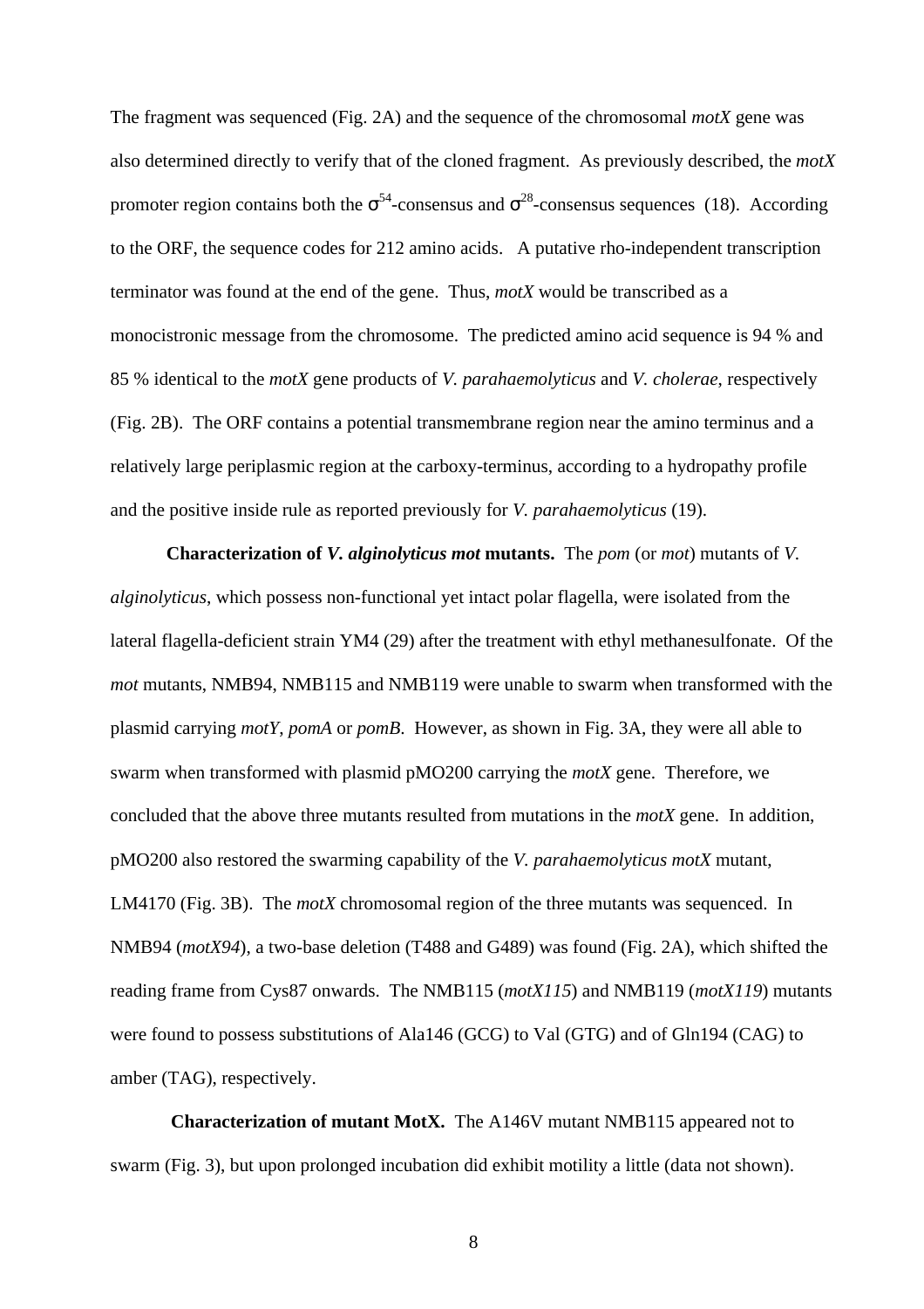The fragment was sequenced (Fig. 2A) and the sequence of the chromosomal *motX* gene was also determined directly to verify that of the cloned fragment. As previously described, the *motX* promoter region contains both the $\sigma^{54}$-consensus and $\sigma^{28}$-consensus sequences (18). According to the ORF, the sequence codes for 212 amino acids. A putative rho-independent transcription terminator was found at the end of the gene. Thus, *motX* would be transcribed as a monocistronic message from the chromosome. The predicted amino acid sequence is 94 % and 85 % identical to the *motX* gene products of *V. parahaemolyticus* and *V. cholerae*, respectively (Fig. 2B). The ORF contains a potential transmembrane region near the amino terminus and a relatively large periplasmic region at the carboxy-terminus, according to a hydropathy profile and the positive inside rule as reported previously for *V. parahaemolyticus* (19).

**Characterization of *V. alginolyticus mot* mutants.** The *pom* (or *mot*) mutants of *V. alginolyticus*, which possess non-functional yet intact polar flagella, were isolated from the lateral flagella-deficient strain YM4 (29) after the treatment with ethyl methanesulfonate. Of the *mot* mutants, NMB94, NMB115 and NMB119 were unable to swarm when transformed with the plasmid carrying *motY*, *pomA* or *pomB*. However, as shown in Fig. 3A, they were all able to swarm when transformed with plasmid pMO200 carrying the *motX* gene. Therefore, we concluded that the above three mutants resulted from mutations in the *motX* gene. In addition, pMO200 also restored the swarming capability of the *V. parahaemolyticus motX* mutant, LM4170 (Fig. 3B). The *motX* chromosomal region of the three mutants was sequenced. In NMB94 (*motX94*), a two-base deletion (T488 and G489) was found (Fig. 2A), which shifted the reading frame from Cys87 onwards. The NMB115 (*motX115*) and NMB119 (*motX119*) mutants were found to possess substitutions of Ala146 (GCG) to Val (GTG) and of Gln194 (CAG) to amber (TAG), respectively.

**Characterization of mutant MotX.** The A146V mutant NMB115 appeared not to swarm (Fig. 3), but upon prolonged incubation did exhibit motility a little (data not shown).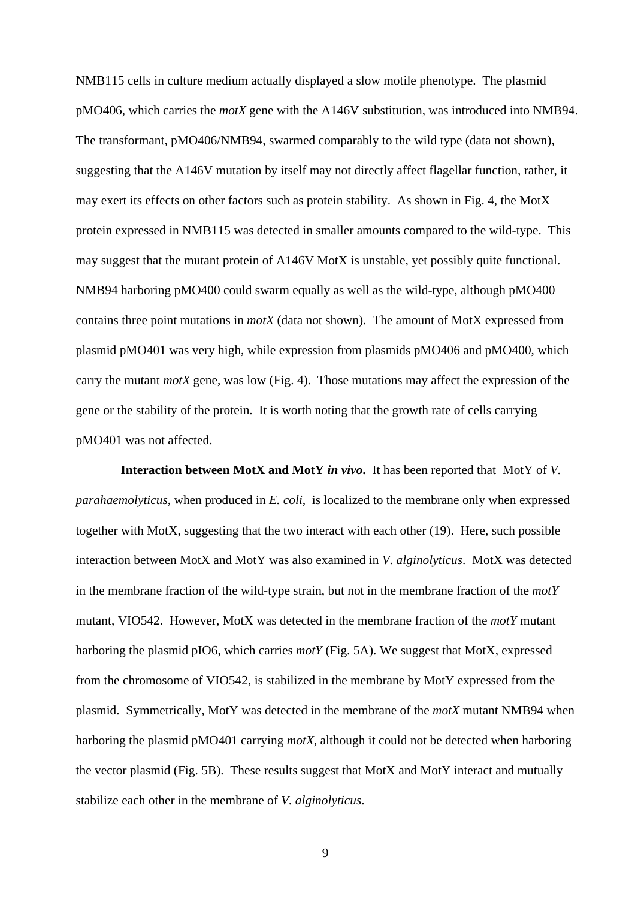NMB115 cells in culture medium actually displayed a slow motile phenotype. The plasmid pMO406, which carries the *motX* gene with the A146V substitution, was introduced into NMB94. The transformant, pMO406/NMB94, swarmed comparably to the wild type (data not shown), suggesting that the A146V mutation by itself may not directly affect flagellar function, rather, it may exert its effects on other factors such as protein stability. As shown in Fig. 4, the MotX protein expressed in NMB115 was detected in smaller amounts compared to the wild-type. This may suggest that the mutant protein of A146V MotX is unstable, yet possibly quite functional. NMB94 harboring pMO400 could swarm equally as well as the wild-type, although pMO400 contains three point mutations in *motX* (data not shown). The amount of MotX expressed from plasmid pMO401 was very high, while expression from plasmids pMO406 and pMO400, which carry the mutant *motX* gene, was low (Fig. 4). Those mutations may affect the expression of the gene or the stability of the protein. It is worth noting that the growth rate of cells carrying pMO401 was not affected.

**Interaction between MotX and MotY *in vivo*.** It has been reported that MotY of *V. parahaemolyticus*, when produced in *E. coli*, is localized to the membrane only when expressed together with MotX, suggesting that the two interact with each other (19). Here, such possible interaction between MotX and MotY was also examined in *V. alginolyticus*. MotX was detected in the membrane fraction of the wild-type strain, but not in the membrane fraction of the *motY* mutant, VIO542. However, MotX was detected in the membrane fraction of the *motY* mutant harboring the plasmid pIO6, which carries *motY* (Fig. 5A). We suggest that MotX, expressed from the chromosome of VIO542, is stabilized in the membrane by MotY expressed from the plasmid. Symmetrically, MotY was detected in the membrane of the *motX* mutant NMB94 when harboring the plasmid pMO401 carrying *motX*, although it could not be detected when harboring the vector plasmid (Fig. 5B). These results suggest that MotX and MotY interact and mutually stabilize each other in the membrane of *V. alginolyticus*.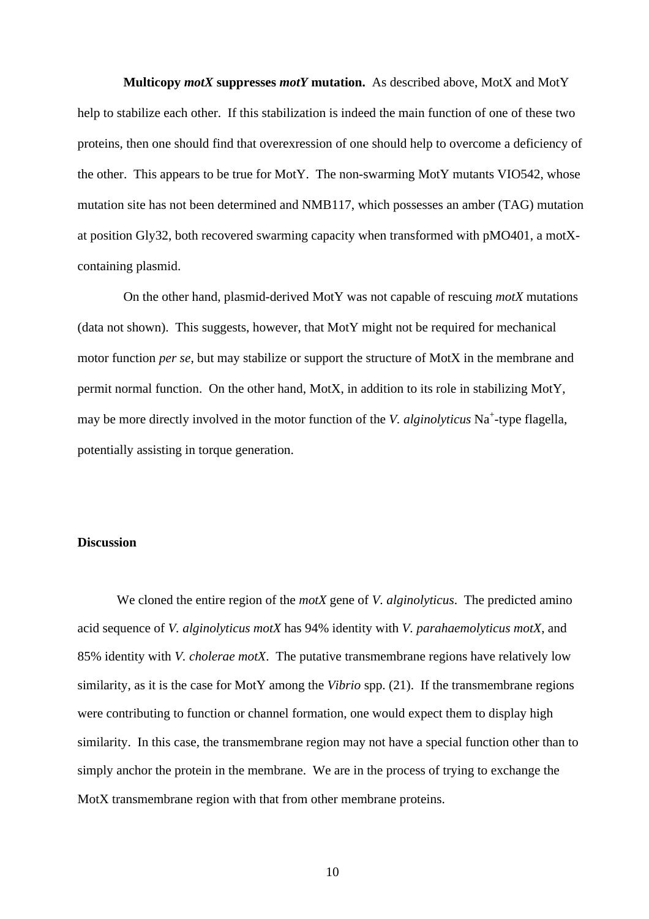**Multicopy *motX* suppresses *motY* mutation.** As described above, MotX and MotY help to stabilize each other. If this stabilization is indeed the main function of one of these two proteins, then one should find that overexression of one should help to overcome a deficiency of the other. This appears to be true for MotY. The non-swarming MotY mutants VIO542, whose mutation site has not been determined and NMB117, which possesses an amber (TAG) mutation at position Gly32, both recovered swarming capacity when transformed with pMO401, a motX-containing plasmid.

On the other hand, plasmid-derived MotY was not capable of rescuing *motX* mutations (data not shown). This suggests, however, that MotY might not be required for mechanical motor function *per se*, but may stabilize or support the structure of MotX in the membrane and permit normal function. On the other hand, MotX, in addition to its role in stabilizing MotY, may be more directly involved in the motor function of the *V. alginolyticus* $Na^+$-type flagella, potentially assisting in torque generation.

## Discussion

We cloned the entire region of the *motX* gene of *V. alginolyticus*. The predicted amino acid sequence of *V. alginolyticus motX* has 94% identity with *V. parahaemolyticus motX*, and 85% identity with *V. cholerae motX*. The putative transmembrane regions have relatively low similarity, as it is the case for MotY among the *Vibrio* spp. (21). If the transmembrane regions were contributing to function or channel formation, one would expect them to display high similarity. In this case, the transmembrane region may not have a special function other than to simply anchor the protein in the membrane. We are in the process of trying to exchange the MotX transmembrane region with that from other membrane proteins.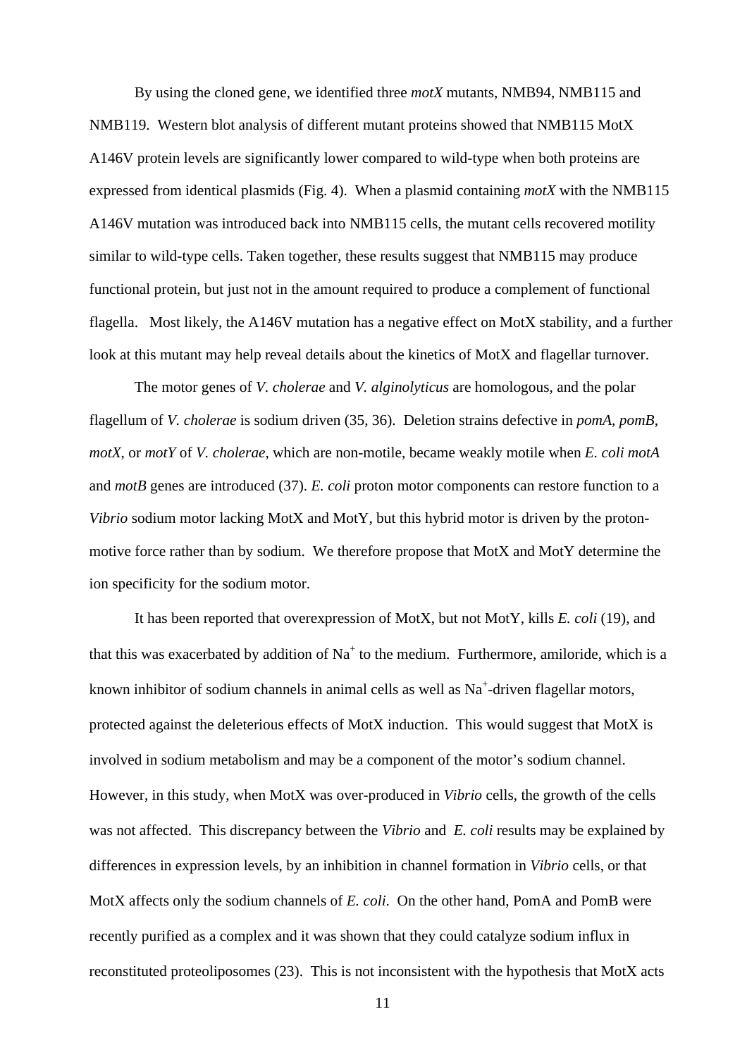By using the cloned gene, we identified three *motX* mutants, NMB94, NMB115 and NMB119. Western blot analysis of different mutant proteins showed that NMB115 MotX A146V protein levels are significantly lower compared to wild-type when both proteins are expressed from identical plasmids (Fig. 4). When a plasmid containing *motX* with the NMB115 A146V mutation was introduced back into NMB115 cells, the mutant cells recovered motility similar to wild-type cells. Taken together, these results suggest that NMB115 may produce functional protein, but just not in the amount required to produce a complement of functional flagella. Most likely, the A146V mutation has a negative effect on MotX stability, and a further look at this mutant may help reveal details about the kinetics of MotX and flagellar turnover.

The motor genes of *V. cholerae* and *V. alginolyticus* are homologous, and the polar flagellum of *V. cholerae* is sodium driven (35, 36). Deletion strains defective in *pomA*, *pomB*, *motX*, or *motY* of *V. cholerae*, which are non-motile, became weakly motile when *E. coli motA* and *motB* genes are introduced (37). *E. coli* proton motor components can restore function to a *Vibrio* sodium motor lacking MotX and MotY, but this hybrid motor is driven by the proton-motive force rather than by sodium. We therefore propose that MotX and MotY determine the ion specificity for the sodium motor.

It has been reported that overexpression of MotX, but not MotY, kills *E. coli* (19), and that this was exacerbated by addition of $Na^+$ to the medium. Furthermore, amiloride, which is a known inhibitor of sodium channels in animal cells as well as $Na^+$-driven flagellar motors, protected against the deleterious effects of MotX induction. This would suggest that MotX is involved in sodium metabolism and may be a component of the motor's sodium channel. However, in this study, when MotX was over-produced in *Vibrio* cells, the growth of the cells was not affected. This discrepancy between the *Vibrio* and *E. coli* results may be explained by differences in expression levels, by an inhibition in channel formation in *Vibrio* cells, or that MotX affects only the sodium channels of *E. coli*. On the other hand, PomA and PomB were recently purified as a complex and it was shown that they could catalyze sodium influx in reconstituted proteoliposomes (23). This is not inconsistent with the hypothesis that MotX acts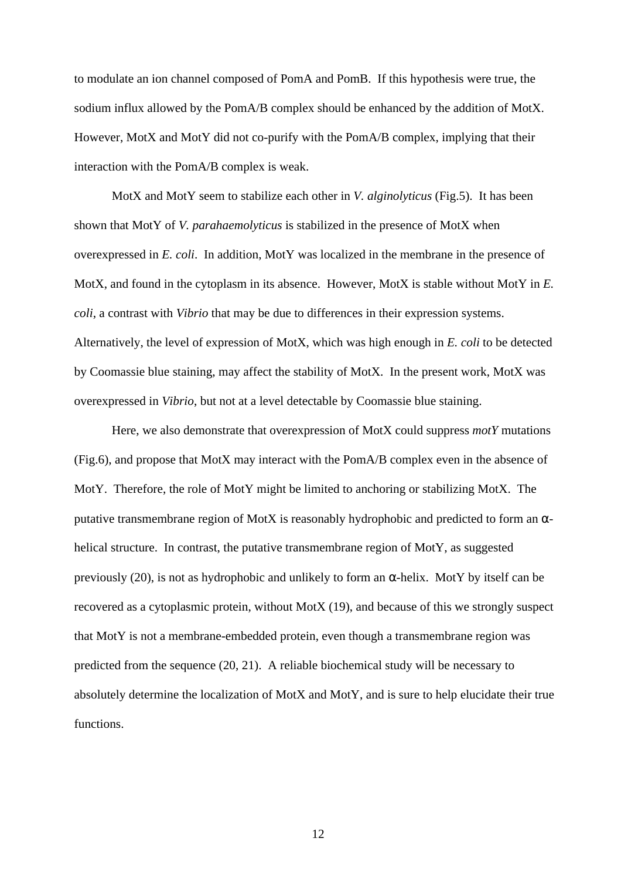to modulate an ion channel composed of PomA and PomB. If this hypothesis were true, the sodium influx allowed by the PomA/B complex should be enhanced by the addition of MotX. However, MotX and MotY did not co-purify with the PomA/B complex, implying that their interaction with the PomA/B complex is weak.

MotX and MotY seem to stabilize each other in *V. alginolyticus* (Fig.5). It has been shown that MotY of *V. parahaemolyticus* is stabilized in the presence of MotX when overexpressed in *E. coli*. In addition, MotY was localized in the membrane in the presence of MotX, and found in the cytoplasm in its absence. However, MotX is stable without MotY in *E. coli*, a contrast with *Vibrio* that may be due to differences in their expression systems. Alternatively, the level of expression of MotX, which was high enough in *E. coli* to be detected by Coomassie blue staining, may affect the stability of MotX. In the present work, MotX was overexpressed in *Vibrio*, but not at a level detectable by Coomassie blue staining.

Here, we also demonstrate that overexpression of MotX could suppress *motY* mutations (Fig.6), and propose that MotX may interact with the PomA/B complex even in the absence of MotY. Therefore, the role of MotY might be limited to anchoring or stabilizing MotX. The putative transmembrane region of MotX is reasonably hydrophobic and predicted to form an α-helical structure. In contrast, the putative transmembrane region of MotY, as suggested previously (20), is not as hydrophobic and unlikely to form an α-helix. MotY by itself can be recovered as a cytoplasmic protein, without MotX (19), and because of this we strongly suspect that MotY is not a membrane-embedded protein, even though a transmembrane region was predicted from the sequence (20, 21). A reliable biochemical study will be necessary to absolutely determine the localization of MotX and MotY, and is sure to help elucidate their true functions.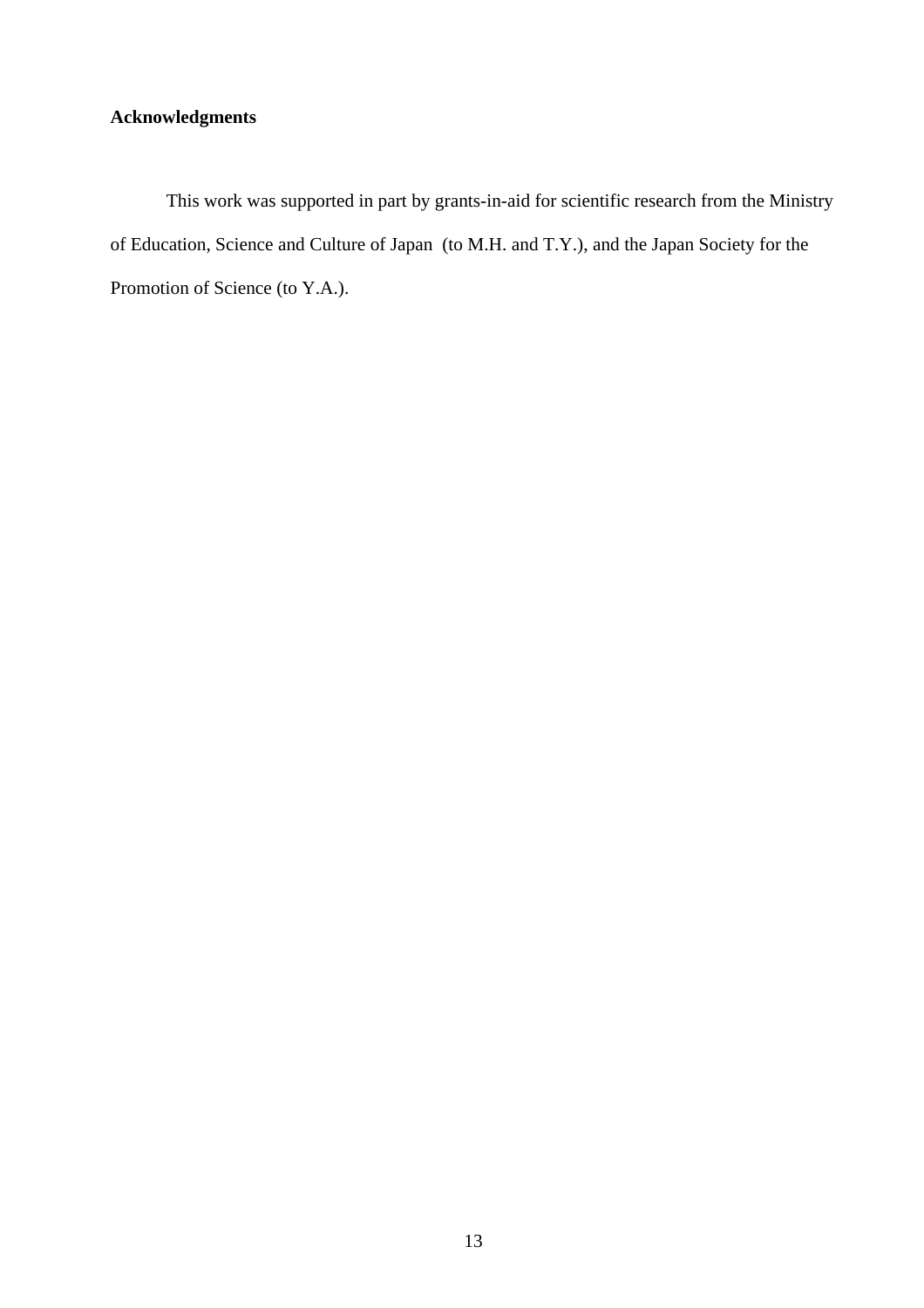## Acknowledgments

This work was supported in part by grants-in-aid for scientific research from the Ministry of Education, Science and Culture of Japan (to M.H. and T.Y.), and the Japan Society for the Promotion of Science (to Y.A.).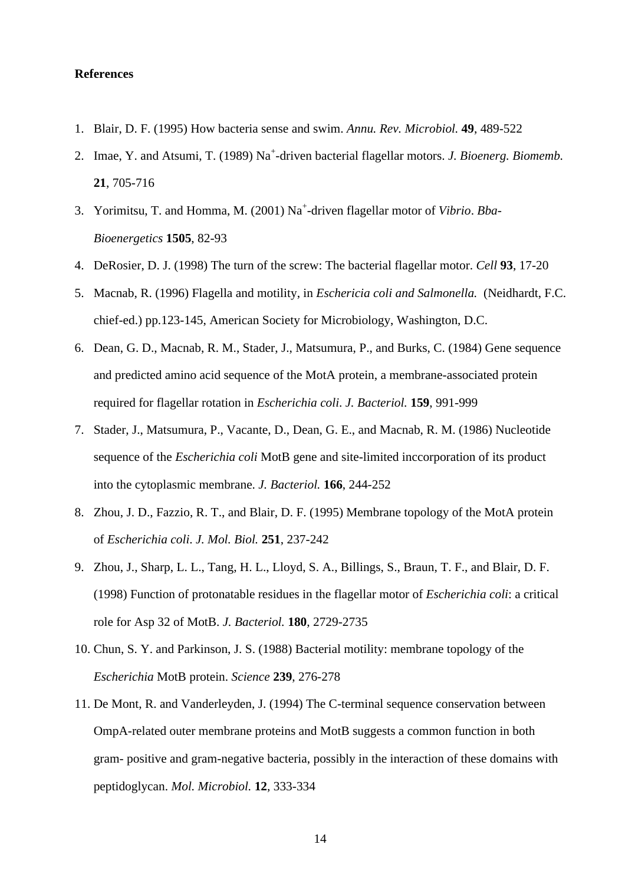**References**

1. Blair, D. F. (1995) How bacteria sense and swim. *Annu. Rev. Microbiol.* **49**, 489-522
2. Imae, Y. and Atsumi, T. (1989) $Na^+$-driven bacterial flagellar motors. *J. Bioenerg. Biomemb.* **21**, 705-716
3. Yorimitsu, T. and Homma, M. (2001) $Na^+$-driven flagellar motor of *Vibrio*. *Bba-Bioenergetics* **1505**, 82-93
4. DeRosier, D. J. (1998) The turn of the screw: The bacterial flagellar motor. *Cell* **93**, 17-20
5. Macnab, R. (1996) Flagella and motility, in *Eschericia coli and Salmonella.* (Neidhardt, F.C. chief-ed.) pp.123-145, American Society for Microbiology, Washington, D.C.
6. Dean, G. D., Macnab, R. M., Stader, J., Matsumura, P., and Burks, C. (1984) Gene sequence and predicted amino acid sequence of the MotA protein, a membrane-associated protein required for flagellar rotation in *Escherichia coli*. *J. Bacteriol.* **159**, 991-999
7. Stader, J., Matsumura, P., Vacante, D., Dean, G. E., and Macnab, R. M. (1986) Nucleotide sequence of the *Escherichia coli* MotB gene and site-limited inccorporation of its product into the cytoplasmic membrane. *J. Bacteriol.* **166**, 244-252
8. Zhou, J. D., Fazzio, R. T., and Blair, D. F. (1995) Membrane topology of the MotA protein of *Escherichia coli*. *J. Mol. Biol.* **251**, 237-242
9. Zhou, J., Sharp, L. L., Tang, H. L., Lloyd, S. A., Billings, S., Braun, T. F., and Blair, D. F. (1998) Function of protonatable residues in the flagellar motor of *Escherichia coli*: a critical role for Asp 32 of MotB. *J. Bacteriol.* **180**, 2729-2735
10. Chun, S. Y. and Parkinson, J. S. (1988) Bacterial motility: membrane topology of the *Escherichia* MotB protein. *Science* **239**, 276-278
11. De Mont, R. and Vanderleyden, J. (1994) The C-terminal sequence conservation between OmpA-related outer membrane proteins and MotB suggests a common function in both gram- positive and gram-negative bacteria, possibly in the interaction of these domains with peptidoglycan. *Mol. Microbiol.* **12**, 333-334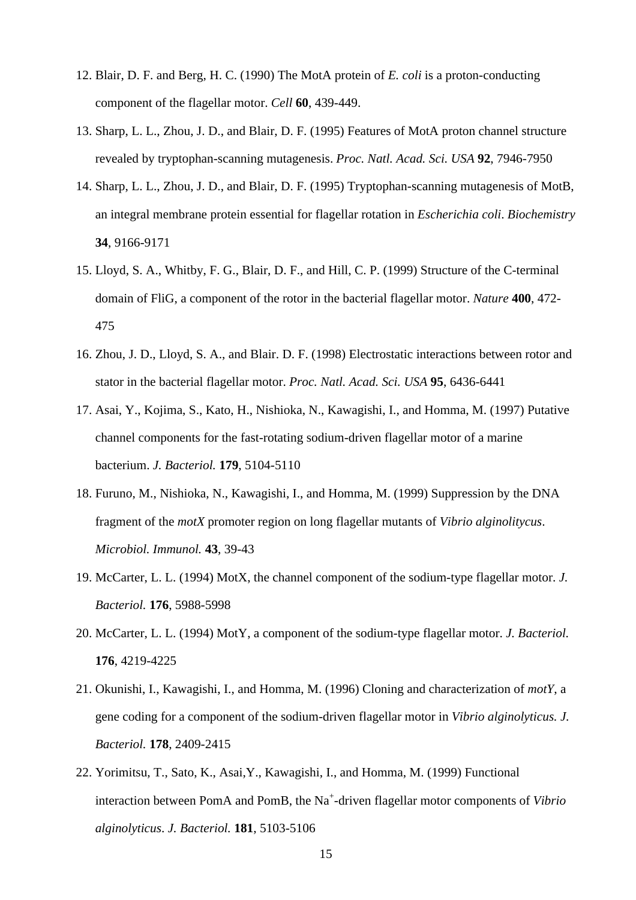12. Blair, D. F. and Berg, H. C. (1990) The MotA protein of *E. coli* is a proton-conducting component of the flagellar motor. *Cell* **60**, 439-449.

13. Sharp, L. L., Zhou, J. D., and Blair, D. F. (1995) Features of MotA proton channel structure revealed by tryptophan-scanning mutagenesis. *Proc. Natl. Acad. Sci. USA* **92**, 7946-7950

14. Sharp, L. L., Zhou, J. D., and Blair, D. F. (1995) Tryptophan-scanning mutagenesis of MotB, an integral membrane protein essential for flagellar rotation in *Escherichia coli*. *Biochemistry* **34**, 9166-9171

15. Lloyd, S. A., Whitby, F. G., Blair, D. F., and Hill, C. P. (1999) Structure of the C-terminal domain of FliG, a component of the rotor in the bacterial flagellar motor. *Nature* **400**, 472-475

16. Zhou, J. D., Lloyd, S. A., and Blair. D. F. (1998) Electrostatic interactions between rotor and stator in the bacterial flagellar motor. *Proc. Natl. Acad. Sci. USA* **95**, 6436-6441

17. Asai, Y., Kojima, S., Kato, H., Nishioka, N., Kawagishi, I., and Homma, M. (1997) Putative channel components for the fast-rotating sodium-driven flagellar motor of a marine bacterium. *J. Bacteriol.* **179**, 5104-5110

18. Furuno, M., Nishioka, N., Kawagishi, I., and Homma, M. (1999) Suppression by the DNA fragment of the *motX* promoter region on long flagellar mutants of *Vibrio alginolitycus*. *Microbiol. Immunol.* **43**, 39-43

19. McCarter, L. L. (1994) MotX, the channel component of the sodium-type flagellar motor. *J. Bacteriol.* **176**, 5988-5998

20. McCarter, L. L. (1994) MotY, a component of the sodium-type flagellar motor. *J. Bacteriol.* **176**, 4219-4225

21. Okunishi, I., Kawagishi, I., and Homma, M. (1996) Cloning and characterization of *motY*, a gene coding for a component of the sodium-driven flagellar motor in *Vibrio alginolyticus. J. Bacteriol.* **178**, 2409-2415

22. Yorimitsu, T., Sato, K., Asai,Y., Kawagishi, I., and Homma, M. (1999) Functional interaction between PomA and PomB, the $Na^+$-driven flagellar motor components of *Vibrio alginolyticus*. *J. Bacteriol.* **181**, 5103-5106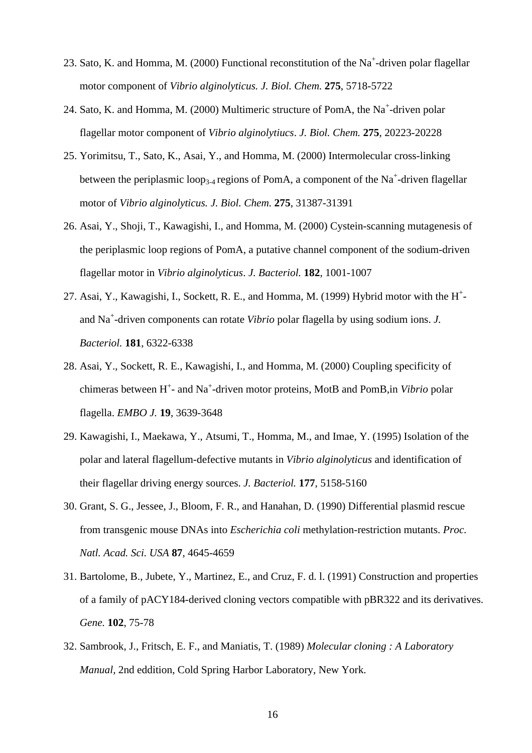23. Sato, K. and Homma, M. (2000) Functional reconstitution of the $Na^+$-driven polar flagellar motor component of *Vibrio alginolyticus. J. Biol. Chem.* **275**, 5718-5722

24. Sato, K. and Homma, M. (2000) Multimeric structure of PomA, the $Na^+$-driven polar flagellar motor component of *Vibrio alginolytiucs*. *J. Biol. Chem.* **275**, 20223-20228

25. Yorimitsu, T., Sato, K., Asai, Y., and Homma, M. (2000) Intermolecular cross-linking between the periplasmic $loop_{3-4}$ regions of PomA, a component of the $Na^+$-driven flagellar motor of *Vibrio alginolyticus. J. Biol. Chem.* **275**, 31387-31391

26. Asai, Y., Shoji, T., Kawagishi, I., and Homma, M. (2000) Cystein-scanning mutagenesis of the periplasmic loop regions of PomA, a putative channel component of the sodium-driven flagellar motor in *Vibrio alginolyticus*. *J. Bacteriol.* **182**, 1001-1007

27. Asai, Y., Kawagishi, I., Sockett, R. E., and Homma, M. (1999) Hybrid motor with the $H^+$- and $Na^+$-driven components can rotate *Vibrio* polar flagella by using sodium ions. *J. Bacteriol.* **181**, 6322-6338

28. Asai, Y., Sockett, R. E., Kawagishi, I., and Homma, M. (2000) Coupling specificity of chimeras between $H^+$- and $Na^+$-driven motor proteins, MotB and PomB,in *Vibrio* polar flagella. *EMBO J.* **19**, 3639-3648

29. Kawagishi, I., Maekawa, Y., Atsumi, T., Homma, M., and Imae, Y. (1995) Isolation of the polar and lateral flagellum-defective mutants in *Vibrio alginolyticus* and identification of their flagellar driving energy sources. *J. Bacteriol.* **177**, 5158-5160

30. Grant, S. G., Jessee, J., Bloom, F. R., and Hanahan, D. (1990) Differential plasmid rescue from transgenic mouse DNAs into *Escherichia coli* methylation-restriction mutants. *Proc. Natl. Acad. Sci. USA* **87**, 4645-4659

31. Bartolome, B., Jubete, Y., Martinez, E., and Cruz, F. d. l. (1991) Construction and properties of a family of pACY184-derived cloning vectors compatible with pBR322 and its derivatives. *Gene.* **102**, 75-78

32. Sambrook, J., Fritsch, E. F., and Maniatis, T. (1989) *Molecular cloning : A Laboratory Manual*, 2nd eddition, Cold Spring Harbor Laboratory, New York.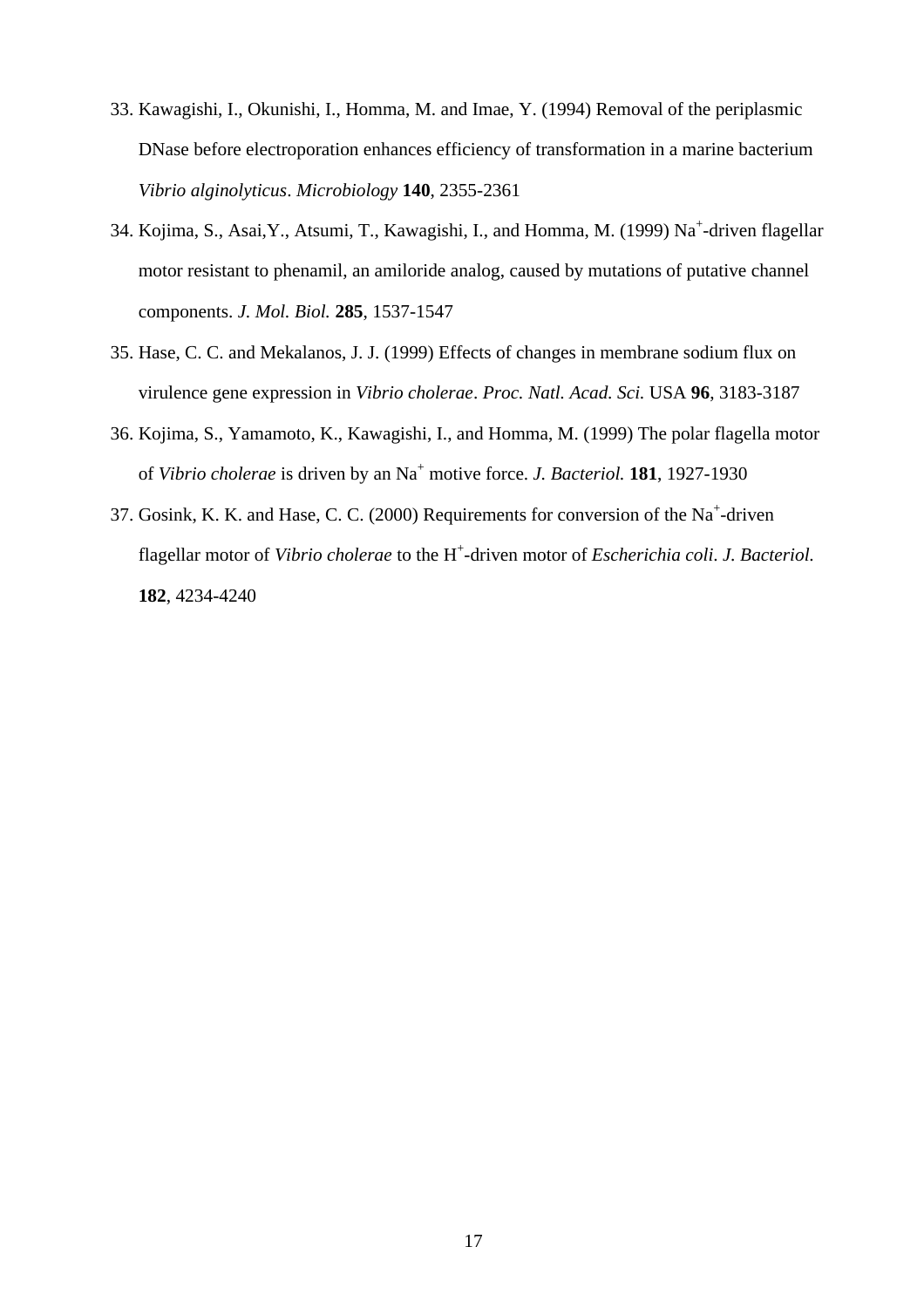33. Kawagishi, I., Okunishi, I., Homma, M. and Imae, Y. (1994) Removal of the periplasmic DNase before electroporation enhances efficiency of transformation in a marine bacterium *Vibrio alginolyticus*. *Microbiology* **140**, 2355-2361
34. Kojima, S., Asai,Y., Atsumi, T., Kawagishi, I., and Homma, M. (1999) $Na^+$-driven flagellar motor resistant to phenamil, an amiloride analog, caused by mutations of putative channel components. *J. Mol. Biol.* **285**, 1537-1547
35. Hase, C. C. and Mekalanos, J. J. (1999) Effects of changes in membrane sodium flux on virulence gene expression in *Vibrio cholerae*. *Proc. Natl. Acad. Sci.* USA **96**, 3183-3187
36. Kojima, S., Yamamoto, K., Kawagishi, I., and Homma, M. (1999) The polar flagella motor of *Vibrio cholerae* is driven by an $Na^+$ motive force. *J. Bacteriol.* **181**, 1927-1930
37. Gosink, K. K. and Hase, C. C. (2000) Requirements for conversion of the $Na^+$-driven flagellar motor of *Vibrio cholerae* to the $H^+$-driven motor of *Escherichia coli*. *J. Bacteriol.* **182**, 4234-4240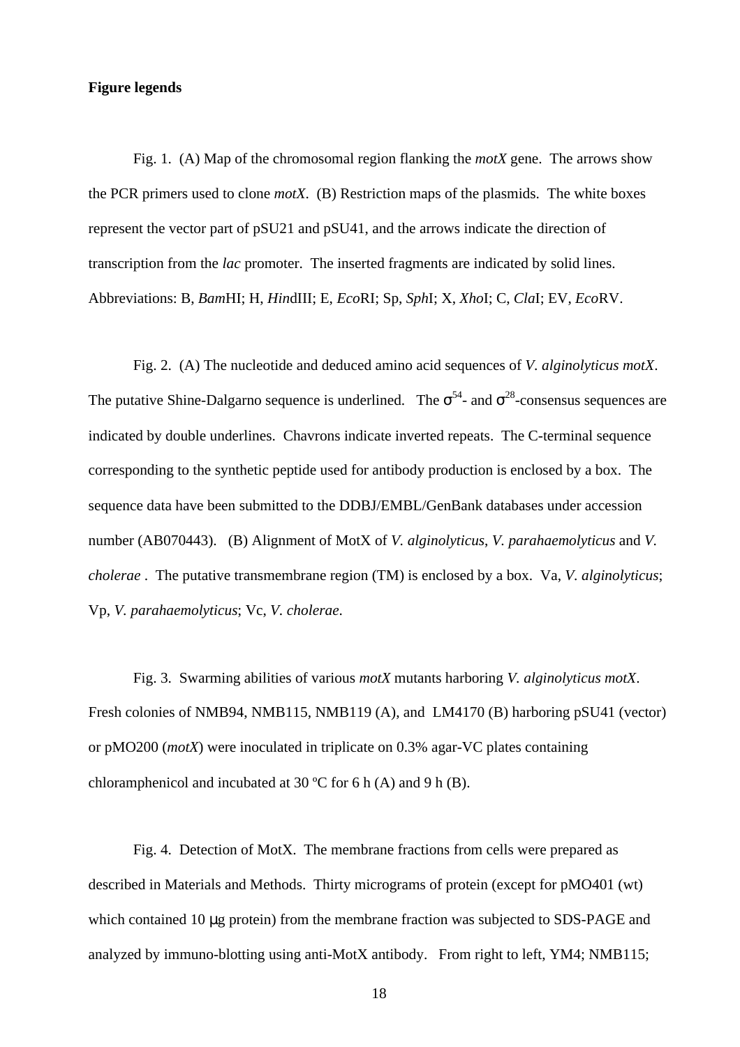**Figure legends**

Fig. 1. (A) Map of the chromosomal region flanking the *motX* gene. The arrows show the PCR primers used to clone *motX*. (B) Restriction maps of the plasmids. The white boxes represent the vector part of pSU21 and pSU41, and the arrows indicate the direction of transcription from the *lac* promoter. The inserted fragments are indicated by solid lines. Abbreviations: B, *Bam*HI; H, *Hin*dIII; E, *Eco*RI; Sp, *Sph*I; X, *Xho*I; C, *Cla*I; EV, *Eco*RV.

Fig. 2. (A) The nucleotide and deduced amino acid sequences of *V. alginolyticus motX*. The putative Shine-Dalgarno sequence is underlined. The $\sigma^{54}$- and $\sigma^{28}$-consensus sequences are indicated by double underlines. Chavrons indicate inverted repeats. The C-terminal sequence corresponding to the synthetic peptide used for antibody production is enclosed by a box. The sequence data have been submitted to the DDBJ/EMBL/GenBank databases under accession number (AB070443). (B) Alignment of MotX of *V. alginolyticus*, *V. parahaemolyticus* and *V. cholerae* . The putative transmembrane region (TM) is enclosed by a box. Va, *V. alginolyticus*; Vp, *V. parahaemolyticus*; Vc, *V. cholerae*.

Fig. 3. Swarming abilities of various *motX* mutants harboring *V. alginolyticus motX*. Fresh colonies of NMB94, NMB115, NMB119 (A), and LM4170 (B) harboring pSU41 (vector) or pMO200 (*motX*) were inoculated in triplicate on 0.3% agar-VC plates containing chloramphenicol and incubated at 30 ºC for 6 h (A) and 9 h (B).

Fig. 4. Detection of MotX. The membrane fractions from cells were prepared as described in Materials and Methods. Thirty micrograms of protein (except for pMO401 (wt) which contained 10 μg protein) from the membrane fraction was subjected to SDS-PAGE and analyzed by immuno-blotting using anti-MotX antibody. From right to left, YM4; NMB115;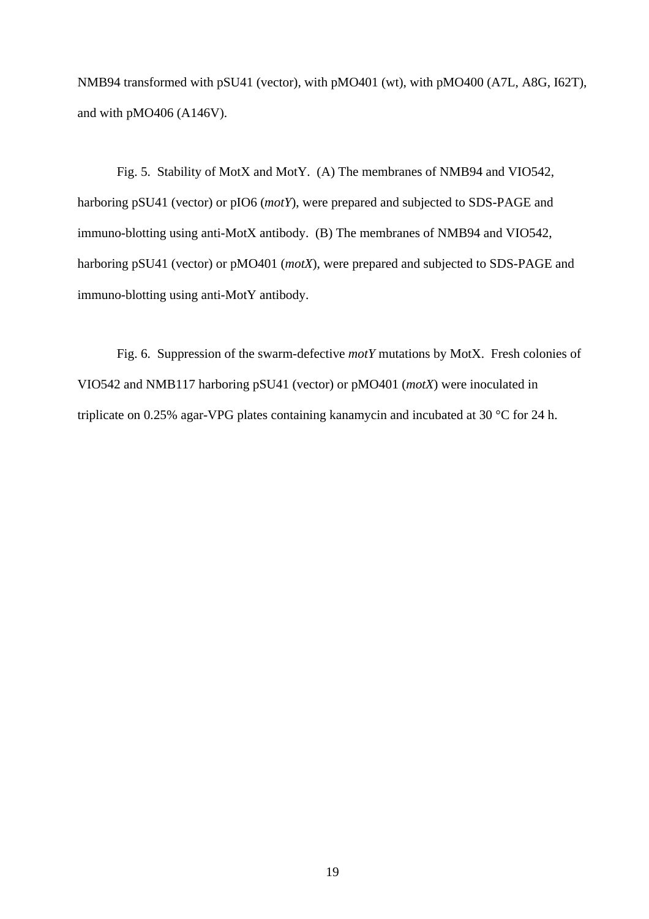NMB94 transformed with pSU41 (vector), with pMO401 (wt), with pMO400 (A7L, A8G, I62T), and with pMO406 (A146V).

Fig. 5. Stability of MotX and MotY. (A) The membranes of NMB94 and VIO542, harboring pSU41 (vector) or pIO6 (*motY*), were prepared and subjected to SDS-PAGE and immuno-blotting using anti-MotX antibody. (B) The membranes of NMB94 and VIO542, harboring pSU41 (vector) or pMO401 (*motX*), were prepared and subjected to SDS-PAGE and immuno-blotting using anti-MotY antibody.

Fig. 6. Suppression of the swarm-defective *motY* mutations by MotX. Fresh colonies of VIO542 and NMB117 harboring pSU41 (vector) or pMO401 (*motX*) were inoculated in triplicate on 0.25% agar-VPG plates containing kanamycin and incubated at 30 °C for 24 h.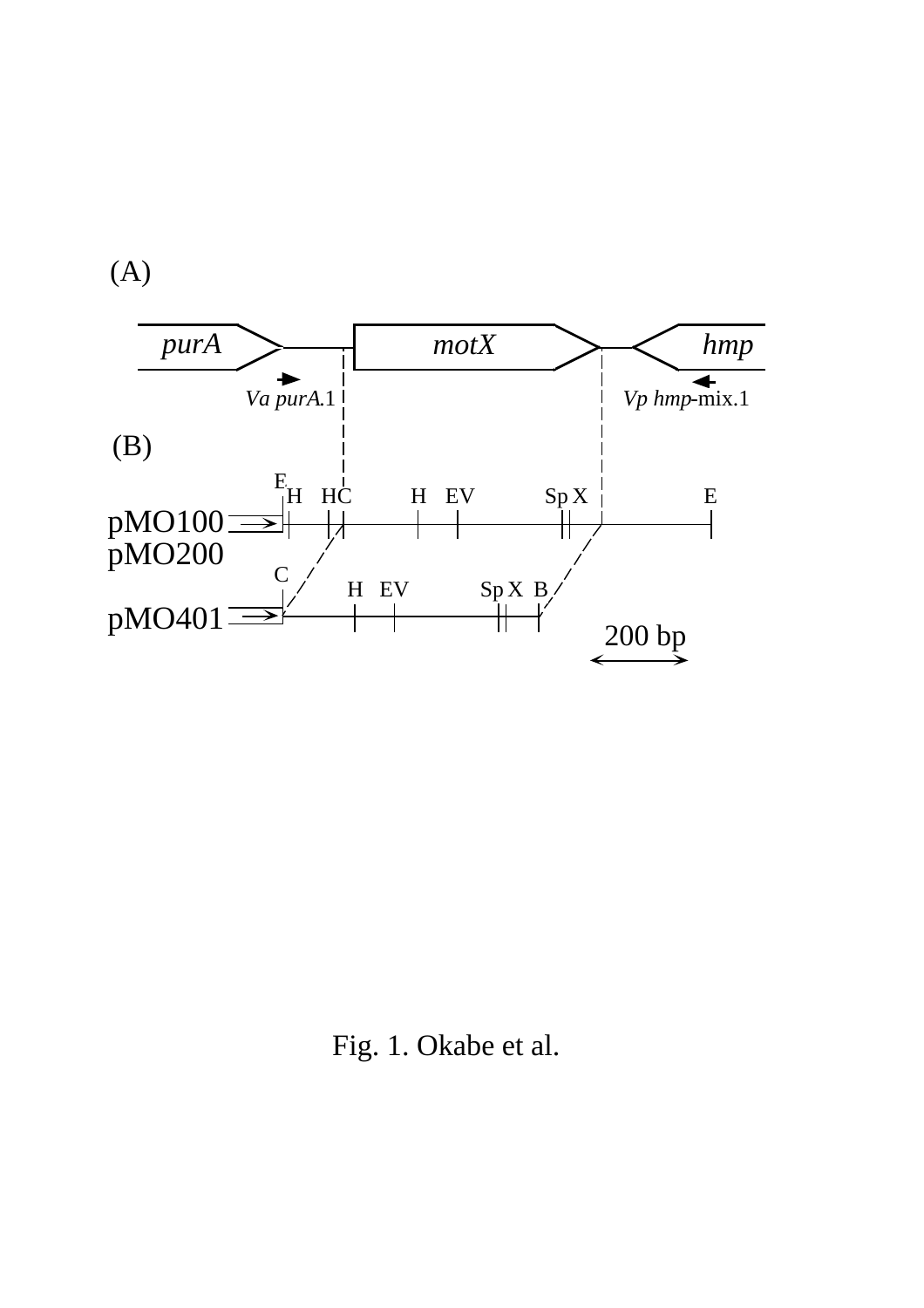(A)

*purA* — *motX* — *hmp*

*Va purA*.1 — *Vp hmp*-mix.1

(B)

pMO100
pMO200

E H HC H EV Sp X E

pMO401

C H EV Sp X B

200 bp

Fig. 1. Okabe et al.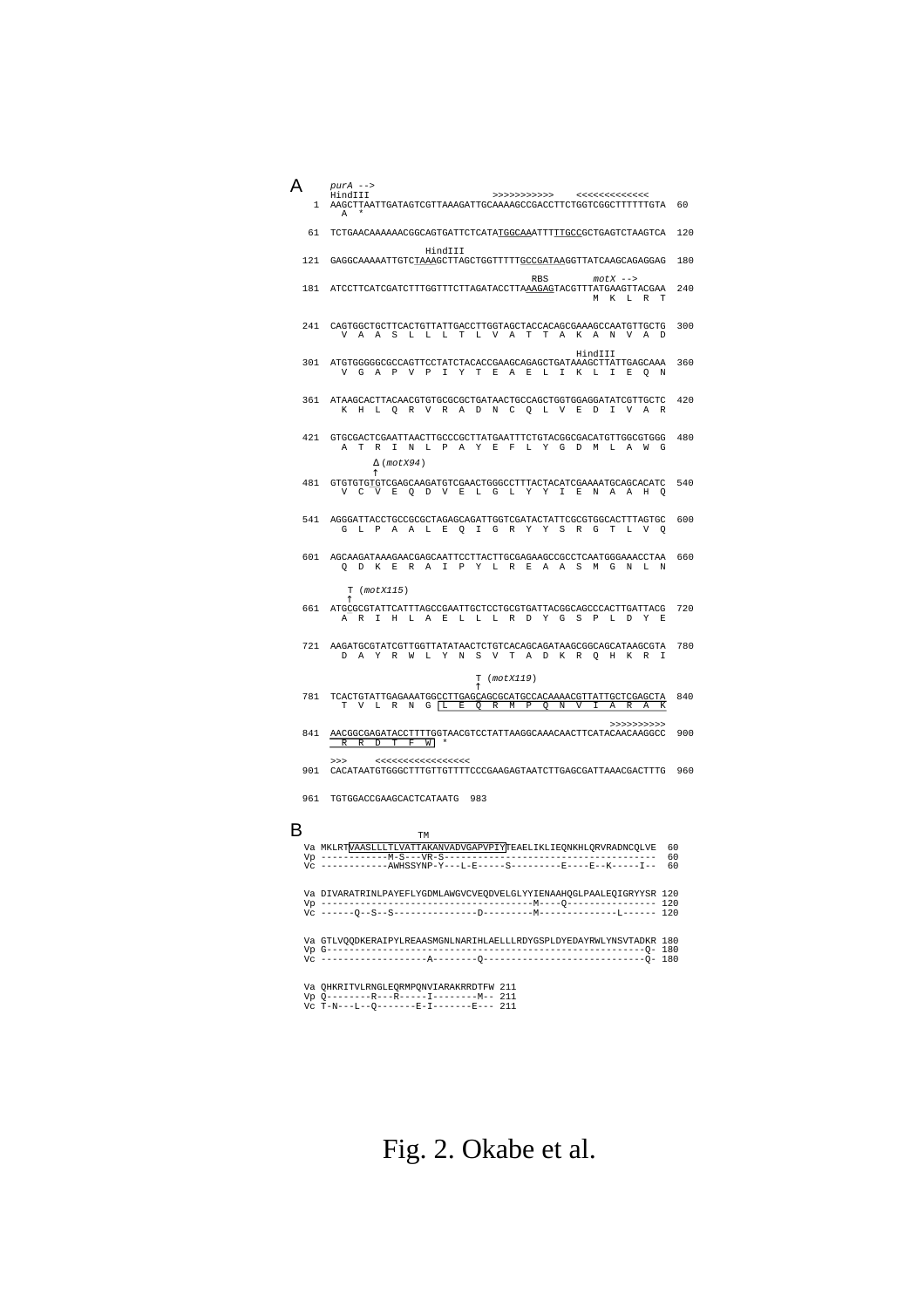A

```
     purA -->
     HindIII                         >>>>>>>>>>>    <<<<<<<<<<<<<
  1  AAGCTTAATTGATAGTCGTTAAAGATTGCAAAAGCCGACCTTCTGGTCGGCTTTTTTGTA  60
       A  *

 61  TCTGAACAAAAAACGGCAGTGATTCTCATATGGCAAATTTTTGCCGCTGAGTCTAAGTCA  120

                           HindIII
121  GAGGCAAAAATTGTCTAAAGCTTAGCTGGTTTTTGCCGATAAGGTTATCAAGCAGAGGAG  180

                                            RBS        motX -->
181  ATCCTTCATCGATCTTTGGTTTCTTAGATACCTTAAAGAGTACGTTTATGAAGTTACGAA  240
                                                       M  K  L  R  T

241  CAGTGGCTGCTTCACTGTTATTGACCTTGGTAGCTACCACAGCGAAAGCCAATGTTGCTG  300
       V  A  A  S  L  L  L  T  L  V  A  T  T  A  K  A  N  V  A  D

                                                  HindIII
301  ATGTGGGGGCGCCAGTTCCTATCTACACCGAAGCAGAGCTGATAAAGCTTATTGAGCAAA  360
       V  G  A  P  V  P  I  Y  T  E  A  E  L  I  K  L  I  E  Q  N

361  ATAAGCACTTACAACGTGTGCGCGCTGATAACTGCCAGCTGGTGGAGGATATCGTTGCTC  420
       K  H  L  Q  R  V  R  A  D  N  C  Q  L  V  E  D  I  V  A  R

421  GTGCGACTCGAATTAACTTGCCCGCTTATGAATTTCTGTACGGCGACATGTTGGCGTGGG  480
       A  T  R  I  N  L  P  A  Y  E  F  L  Y  G  D  M  L  A  W  G

          Δ(motX94)
          ↑
481  GTGTGTGTGTCGAGCAAGATGTCGAACTGGGCCTTTACTACATCGAAAATGCAGCACATC  540
       V  C  V  E  Q  D  V  E  L  G  L  Y  Y  I  E  N  A  A  H  Q

541  AGGGATTACCTGCCGCGCTAGAGCAGATTGGTCGATACTATTCGCGTGGCACTTTAGTGC  600
       G  L  P  A  A  L  E  Q  I  G  R  Y  Y  S  R  G  T  L  V  Q

601  AGCAAGATAAAGAACGAGCAATTCCTTACTTGCGAGAAGCCGCCTCAATGGGAAACCTAA  660
       Q  D  K  E  R  A  I  P  Y  L  R  E  A  A  S  M  G  N  L  N

       T (motX115)
       ↑
661  ATGCGCGTATTCATTTAGCCGAATTGCTCCTGCGTGATTACGGCAGCCCACTTGATTACG  720
       A  R  I  H  L  A  E  L  L  L  R  D  Y  G  S  P  L  D  Y  E

721  AAGATGCGTATCGTTGGTTATATAACTCTGTCACAGCAGATAAGCGGCAGCATAAGCGTA  780
       D  A  Y  R  W  L  Y  N  S  V  T  A  D  K  R  Q  H  K  R  I

                                      T (motX119)
                                      ↑
781  TCACTGTATTGAGAAATGGCCTTGAGCAGCGCATGCCACAAAACGTTATTGCTCGAGCTA  840
       T  V  L  R  N  G [L  E  Q  R  M  P  Q  N  V  I  A  R  A  K

                                                   >>>>>>>>>>
841  AACGGCGAGATACCTTTTGGTAACGTCCTATTAAGGCAAACAACTTCATACAACAAGGCC  900
       R  R  D  T  F  W] *

     >>>      <<<<<<<<<<<<<<<<<
901  CACATAATGTGGGCTTTGTTGTTTTCCCGAAGAGTAATCTTGAGCGATTAAACGACTTTG  960

961  TGTGGACCGAAGCACTCATAATG  983
```

B

```
                  TM
Va MKLRT[VAASLLLTLVATTAKANVADVGAPVPIY]TEAELIKLIEQNKHLQRVRADNCQLVE  60
Vp ------------M-S---VR-S--------------------------------------  60
Vc ------------AWHSSYNP-Y---L-E-----S---------E----E--K-----I--  60

Va DIVARATRINLPAYEFLYGDMLAWGVCVEQDVELGLYYIENAAHQGLPAALEQIGRYYSR 120
Vp --------------------------------------M----Q---------------- 120
Vc ------Q--S--S---------------D---------M--------------L------ 120

Va GTLVQQDKERAIPYLREAASMGNLNARIHLAELLLRDYGSPLDYEDAYRWLYNSVTADKR 180
Vp G----------------------------------------------------------Q- 180
Vc -------------------A--------Q-----------------------------Q- 180

Va QHKRITVLRNGLEQRMPQNVIARAKRRDTFW 211
Vp Q--------R---R-----I--------M-- 211
Vc T-N---L--Q-------E-I-------E--- 211
```

Fig. 2. Okabe et al.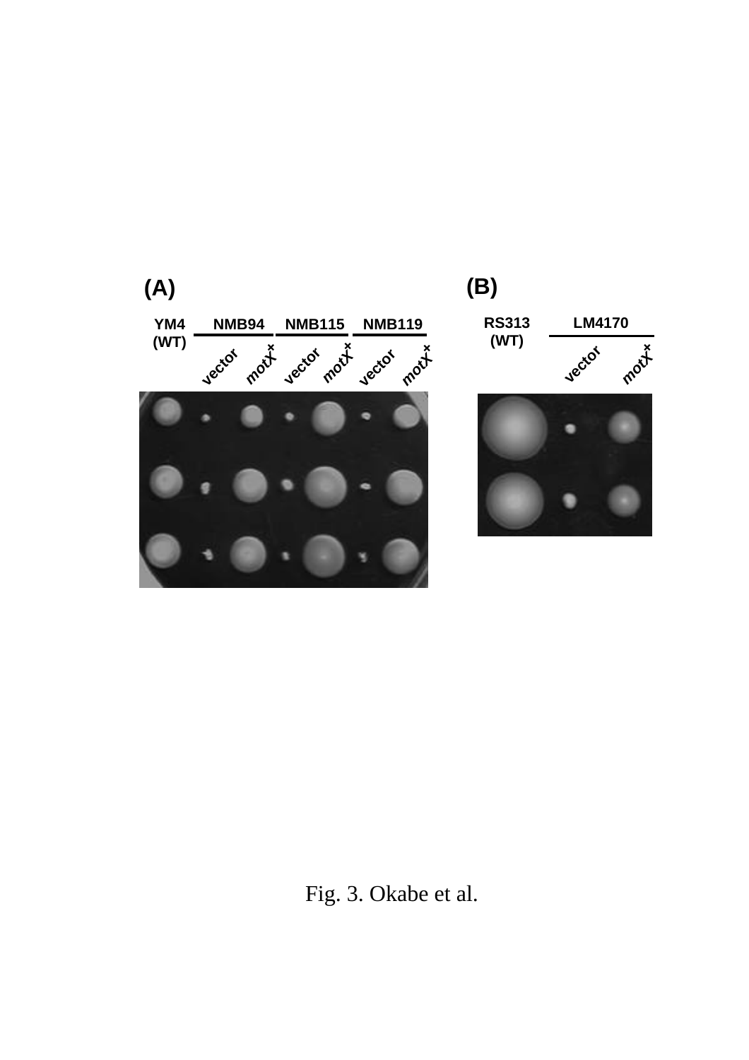(A)

YM4 (WT) — NMB94 (vector, *motX*+) — NMB115 (vector, *motX*+) — NMB119 (vector, *motX*+)

(B)

RS313 (WT) — LM4170 (vector, *motX*+)

Fig. 3. Okabe et al.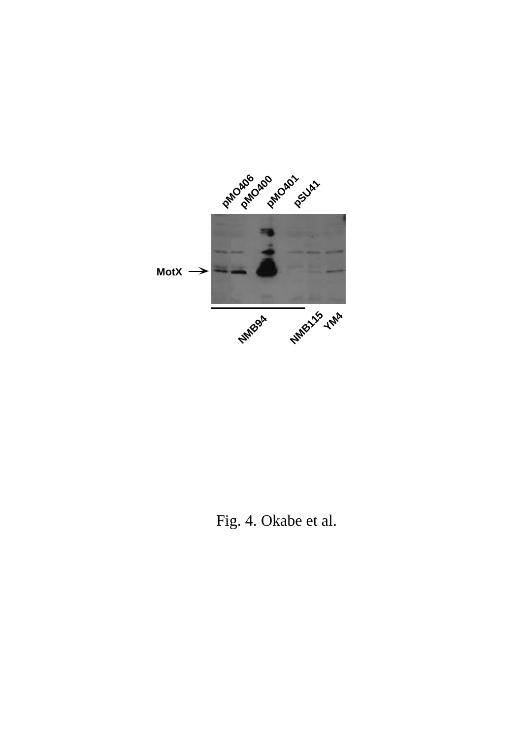pMO406 pMO400 pMO401 pSU41

MotX

NMB94 NMB115 YM4

Fig. 4. Okabe et al.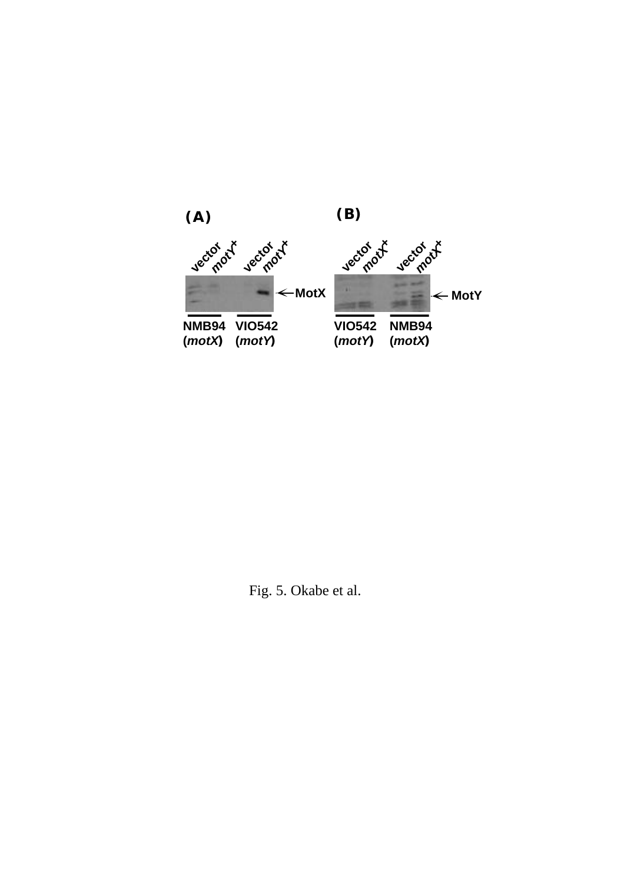(A)

vector motY+ vector motY+

MotX

NMB94 (*motX*) VIO542 (*motY*)

(B)

vector motX+ vector motX+

MotY

VIO542 (*motY*) NMB94 (*motX*)

Fig. 5. Okabe et al.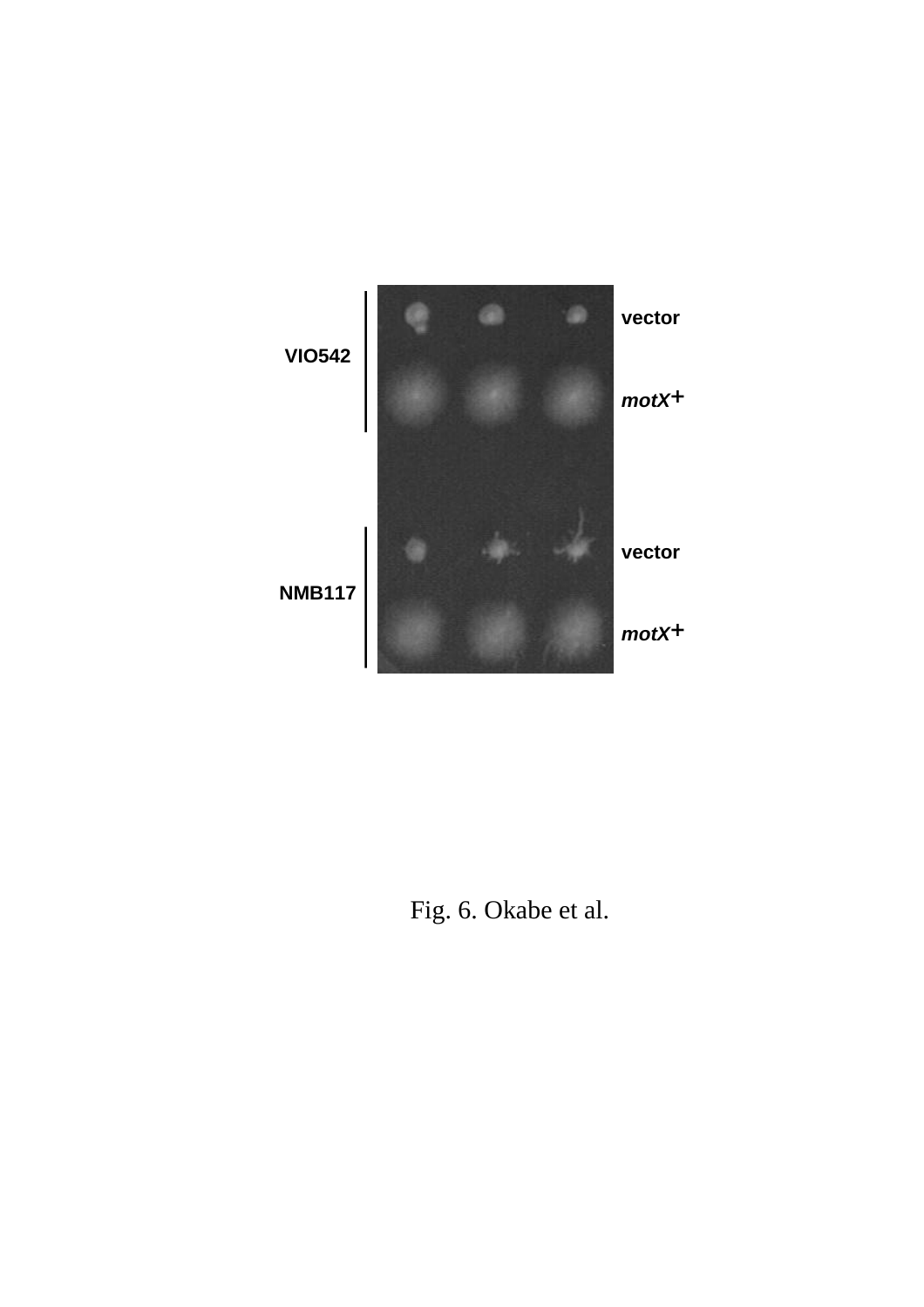VIO542

vector

motX+

NMB117

vector

motX+

Fig. 6. Okabe et al.